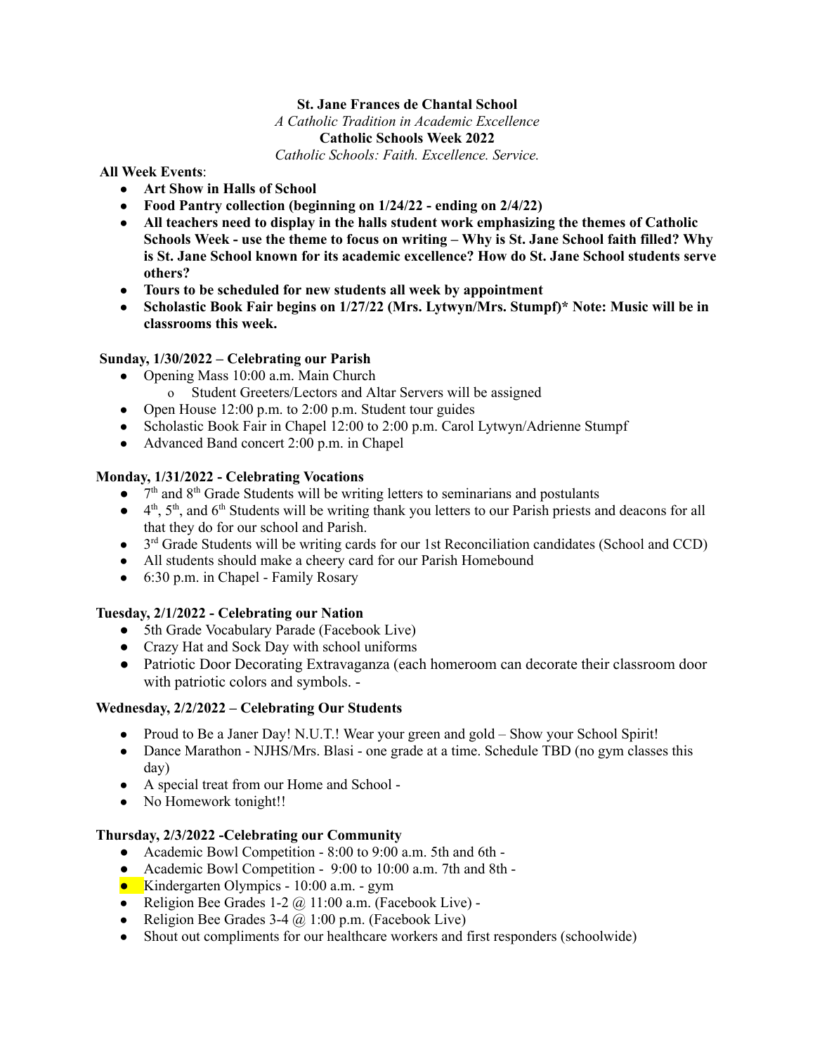**St. Jane Frances de Chantal School**

*A Catholic Tradition in Academic Excellence*

**Catholic Schools Week 2022**

*Catholic Schools: Faith. Excellence. Service.*

**All Week Events**:

- **Art Show in Halls of School**
- **Food Pantry collection (beginning on 1/24/22 - ending on 2/4/22)**
- **All teachers need to display in the halls student work emphasizing the themes of Catholic Schools Week - use the theme to focus on writing – Why is St. Jane School faith filled? Why is St. Jane School known for its academic excellence? How do St. Jane School students serve others?**
- **Tours to be scheduled for new students all week by appointment**
- **Scholastic Book Fair begins on 1/27/22 (Mrs. Lytwyn/Mrs. Stumpf)* Note: Music will be in classrooms this week.**

**Sunday, 1/30/2022 – Celebrating our Parish**

- Opening Mass 10:00 a.m. Main Church
    - Student Greeters/Lectors and Altar Servers will be assigned
- Open House 12:00 p.m. to 2:00 p.m. Student tour guides
- Scholastic Book Fair in Chapel 12:00 to 2:00 p.m. Carol Lytwyn/Adrienne Stumpf
- Advanced Band concert 2:00 p.m. in Chapel

**Monday, 1/31/2022 - Celebrating Vocations**

- 7th and 8th Grade Students will be writing letters to seminarians and postulants
- 4th, 5th, and 6th Students will be writing thank you letters to our Parish priests and deacons for all that they do for our school and Parish.
- 3rd Grade Students will be writing cards for our 1st Reconciliation candidates (School and CCD)
- All students should make a cheery card for our Parish Homebound
- 6:30 p.m. in Chapel - Family Rosary

**Tuesday, 2/1/2022 - Celebrating our Nation**

- 5th Grade Vocabulary Parade (Facebook Live)
- Crazy Hat and Sock Day with school uniforms
- Patriotic Door Decorating Extravaganza (each homeroom can decorate their classroom door with patriotic colors and symbols. -

**Wednesday, 2/2/2022 – Celebrating Our Students**

- Proud to Be a Janer Day! N.U.T.! Wear your green and gold – Show your School Spirit!
- Dance Marathon - NJHS/Mrs. Blasi - one grade at a time. Schedule TBD (no gym classes this day)
- A special treat from our Home and School -
- No Homework tonight!!

**Thursday, 2/3/2022 -Celebrating our Community**

- Academic Bowl Competition - 8:00 to 9:00 a.m. 5th and 6th -
- Academic Bowl Competition - 9:00 to 10:00 a.m. 7th and 8th -
- Kindergarten Olympics - 10:00 a.m. - gym
- Religion Bee Grades 1-2 @ 11:00 a.m. (Facebook Live) -
- Religion Bee Grades 3-4 @ 1:00 p.m. (Facebook Live)
- Shout out compliments for our healthcare workers and first responders (schoolwide)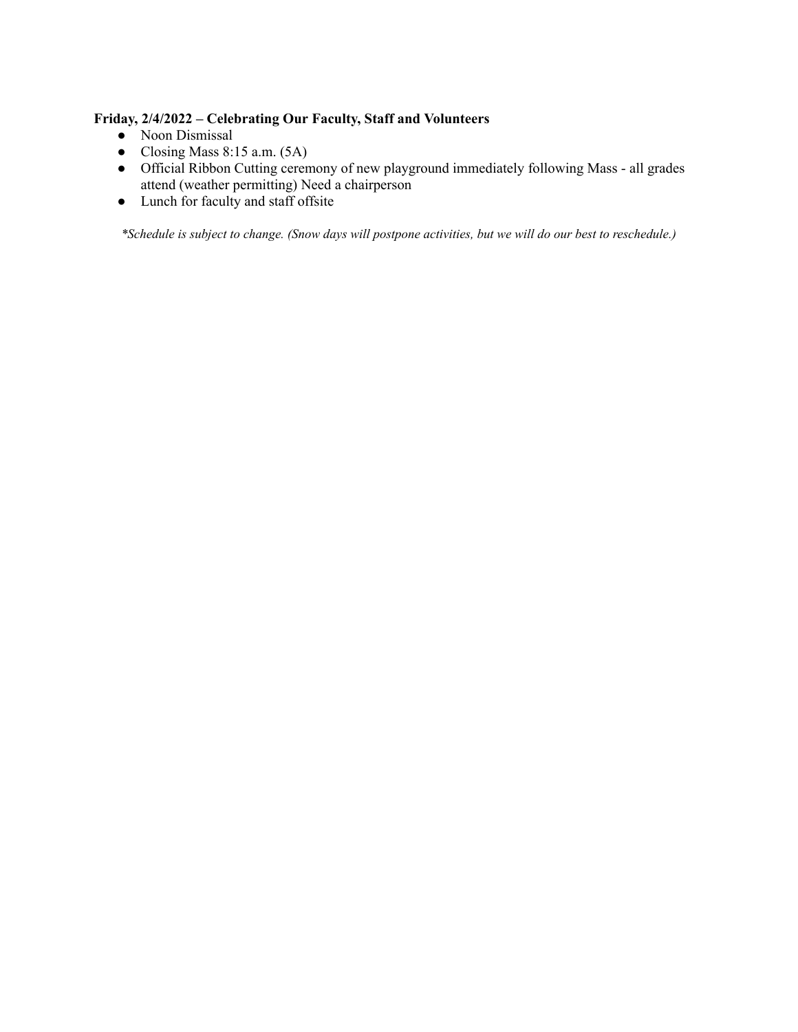**Friday, 2/4/2022 – Celebrating Our Faculty, Staff and Volunteers**

- Noon Dismissal
- Closing Mass 8:15 a.m. (5A)
- Official Ribbon Cutting ceremony of new playground immediately following Mass - all grades attend (weather permitting) Need a chairperson
- Lunch for faculty and staff offsite

*\*Schedule is subject to change. (Snow days will postpone activities, but we will do our best to reschedule.)*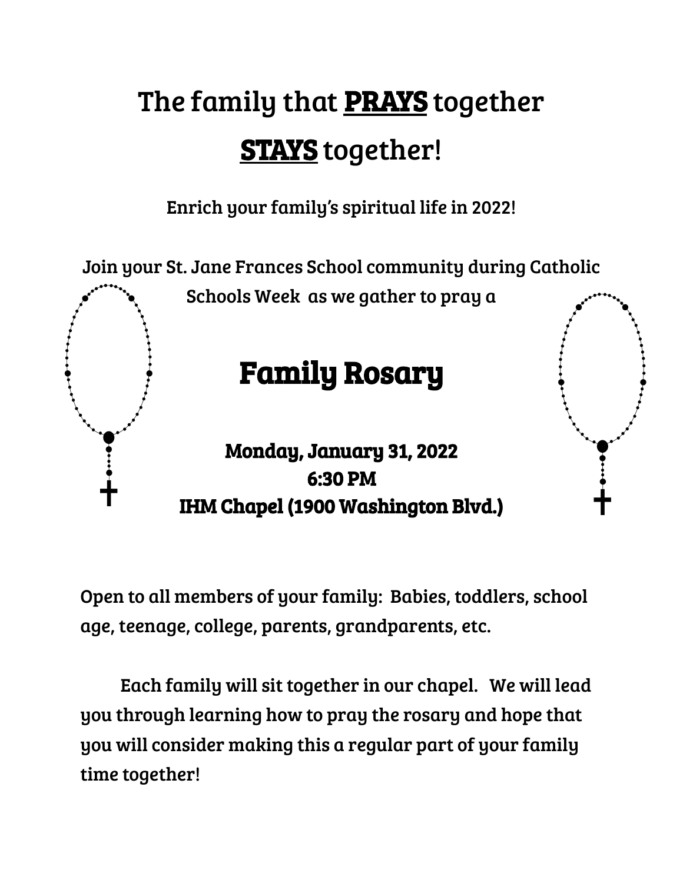# The family that **PRAYS** together **STAYS** together!

Enrich your family's spiritual life in 2022!

Join your St. Jane Frances School community during Catholic Schools Week as we gather to pray a

## Family Rosary

**Monday, January 31, 2022**
**6:30 PM**
**IHM Chapel (1900 Washington Blvd.)**

Open to all members of your family: Babies, toddlers, school age, teenage, college, parents, grandparents, etc.

Each family will sit together in our chapel. We will lead you through learning how to pray the rosary and hope that you will consider making this a regular part of your family time together!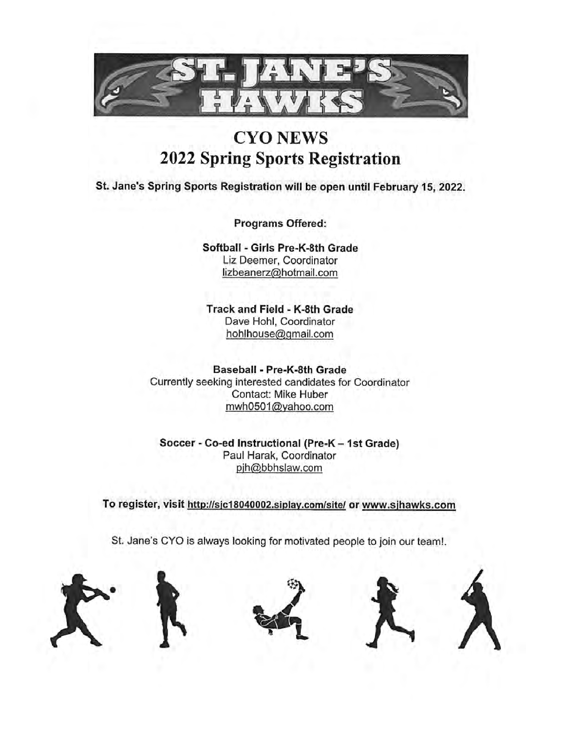# ST. JANE'S HAWKS

## CYO NEWS
## 2022 Spring Sports Registration

**St. Jane's Spring Sports Registration will be open until February 15, 2022.**

**Programs Offered:**

**Softball - Girls Pre-K-8th Grade**
Liz Deemer, Coordinator
lizbeanerz@hotmail.com

**Track and Field - K-8th Grade**
Dave Hohl, Coordinator
hohlhouse@gmail.com

**Baseball - Pre-K-8th Grade**
Currently seeking interested candidates for Coordinator
Contact: Mike Huber
mwh0501@yahoo.com

**Soccer - Co-ed Instructional (Pre-K – 1st Grade)**
Paul Harak, Coordinator
pjh@bbhslaw.com

**To register, visit http://sjc18040002.siplay.com/site/ or www.sjhawks.com**

St. Jane's CYO is always looking for motivated people to join our team!.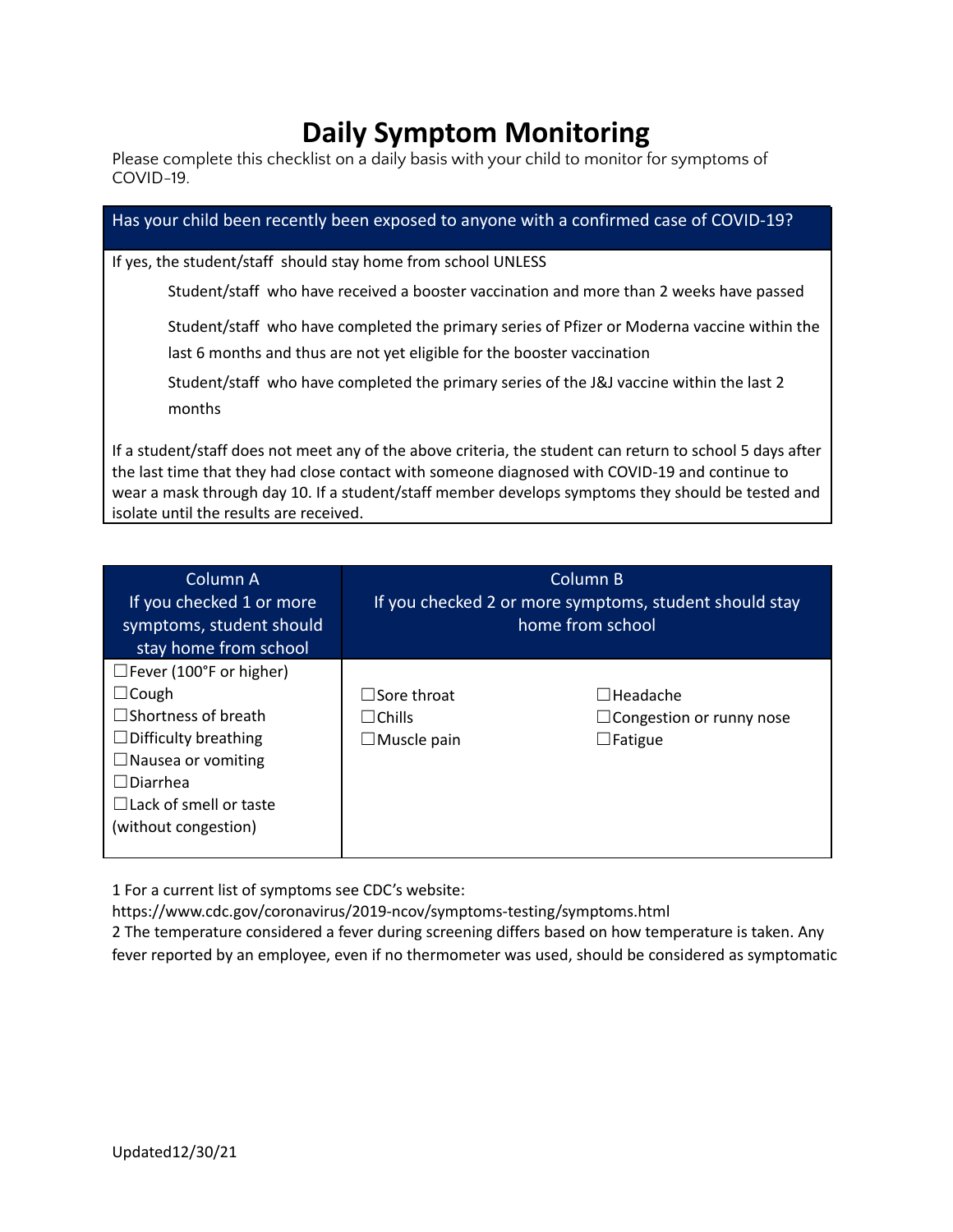# Daily Symptom Monitoring

Please complete this checklist on a daily basis with your child to monitor for symptoms of COVID-19.

| Has your child been recently been exposed to anyone with a confirmed case of COVID-19? |
|---|
| If yes, the student/staff should stay home from school UNLESS<br><br>Student/staff who have received a booster vaccination and more than 2 weeks have passed<br><br>Student/staff who have completed the primary series of Pfizer or Moderna vaccine within the last 6 months and thus are not yet eligible for the booster vaccination<br><br>Student/staff who have completed the primary series of the J&J vaccine within the last 2 months<br><br>If a student/staff does not meet any of the above criteria, the student can return to school 5 days after the last time that they had close contact with someone diagnosed with COVID-19 and continue to wear a mask through day 10. If a student/staff member develops symptoms they should be tested and isolate until the results are received. |

| Column A<br>If you checked 1 or more symptoms, student should stay home from school | Column B<br>If you checked 2 or more symptoms, student should stay home from school | |
|---|---|---|
| ☐Fever (100°F or higher)<br>☐Cough<br>☐Shortness of breath<br>☐Difficulty breathing<br>☐Nausea or vomiting<br>☐Diarrhea<br>☐Lack of smell or taste (without congestion) | ☐Sore throat<br>☐Chills<br>☐Muscle pain | ☐Headache<br>☐Congestion or runny nose<br>☐Fatigue |

1 For a current list of symptoms see CDC's website:
https://www.cdc.gov/coronavirus/2019-ncov/symptoms-testing/symptoms.html
2 The temperature considered a fever during screening differs based on how temperature is taken. Any fever reported by an employee, even if no thermometer was used, should be considered as symptomatic

Updated12/30/21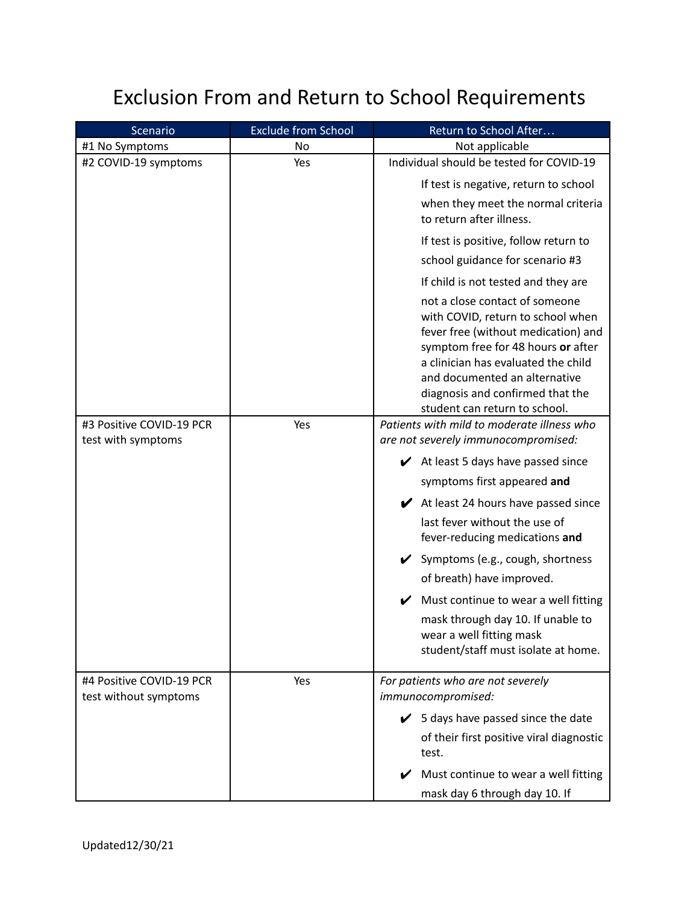# Exclusion From and Return to School Requirements

| Scenario | Exclude from School | Return to School After… |
|---|---|---|
| #1 No Symptoms | No | Not applicable |
| #2 COVID-19 symptoms | Yes | Individual should be tested for COVID-19<br>If test is negative, return to school when they meet the normal criteria to return after illness.<br>If test is positive, follow return to school guidance for scenario #3<br>If child is not tested and they are not a close contact of someone with COVID, return to school when fever free (without medication) and symptom free for 48 hours **or** after a clinician has evaluated the child and documented an alternative diagnosis and confirmed that the student can return to school. |
| #3 Positive COVID-19 PCR test with symptoms | Yes | *Patients with mild to moderate illness who are not severely immunocompromised:*<br>✔ At least 5 days have passed since symptoms first appeared **and**<br>✔ At least 24 hours have passed since last fever without the use of fever-reducing medications **and**<br>✔ Symptoms (e.g., cough, shortness of breath) have improved.<br>✔ Must continue to wear a well fitting mask through day 10. If unable to wear a well fitting mask student/staff must isolate at home. |
| #4 Positive COVID-19 PCR test without symptoms | Yes | *For patients who are not severely immunocompromised:*<br>✔ 5 days have passed since the date of their first positive viral diagnostic test.<br>✔ Must continue to wear a well fitting mask day 6 through day 10. If |

Updated12/30/21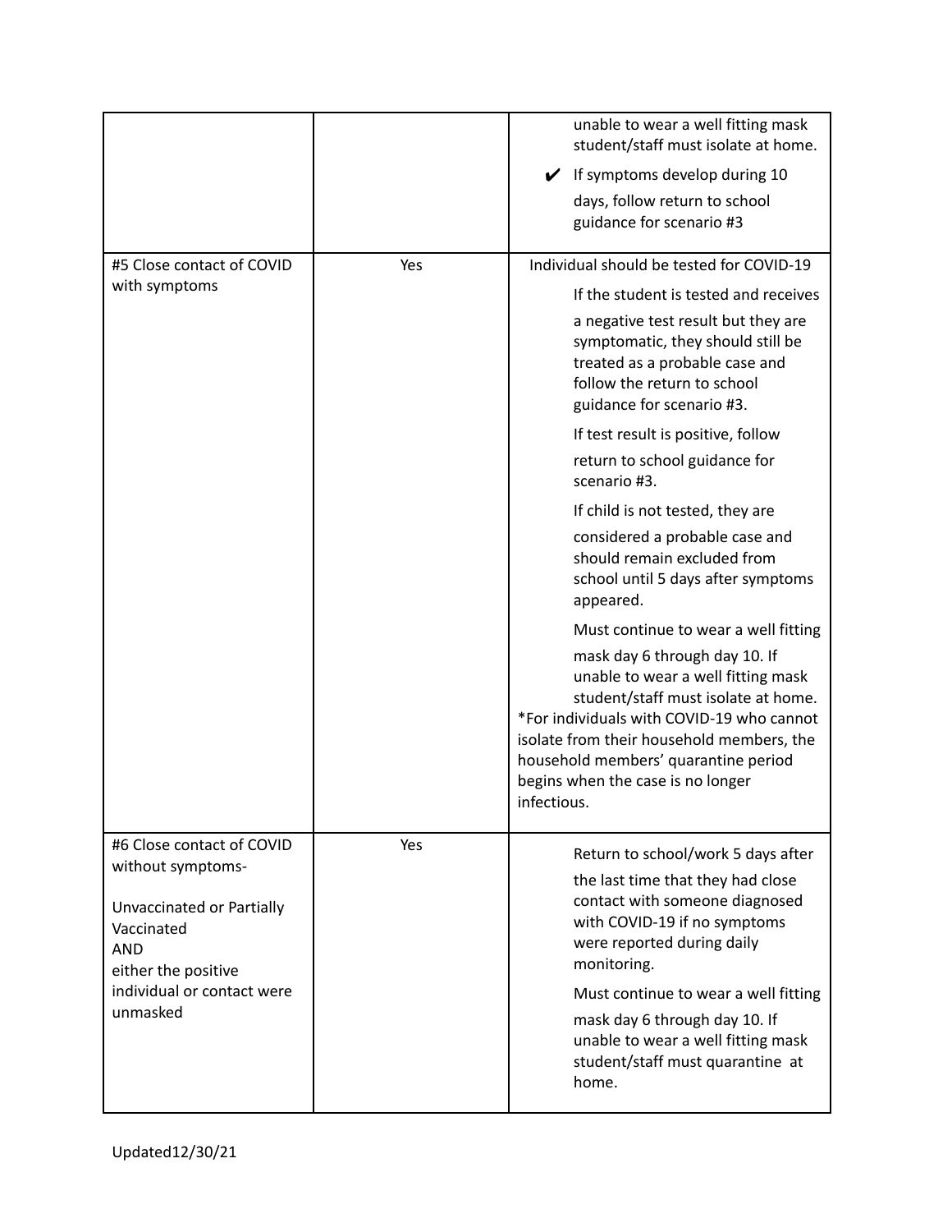| | | |
|---|---|---|
| | | unable to wear a well fitting mask student/staff must isolate at home.<br>✔ If symptoms develop during 10 days, follow return to school guidance for scenario #3 |
| #5 Close contact of COVID with symptoms | Yes | Individual should be tested for COVID-19<br>If the student is tested and receives a negative test result but they are symptomatic, they should still be treated as a probable case and follow the return to school guidance for scenario #3.<br>If test result is positive, follow return to school guidance for scenario #3.<br>If child is not tested, they are considered a probable case and should remain excluded from school until 5 days after symptoms appeared.<br>Must continue to wear a well fitting mask day 6 through day 10. If unable to wear a well fitting mask student/staff must isolate at home.<br>*For individuals with COVID-19 who cannot isolate from their household members, the household members' quarantine period begins when the case is no longer infectious. |
| #6 Close contact of COVID without symptoms-<br><br>Unvaccinated or Partially Vaccinated<br>AND<br>either the positive individual or contact were unmasked | Yes | Return to school/work 5 days after the last time that they had close contact with someone diagnosed with COVID-19 if no symptoms were reported during daily monitoring.<br>Must continue to wear a well fitting mask day 6 through day 10. If unable to wear a well fitting mask student/staff must quarantine at home. |

Updated12/30/21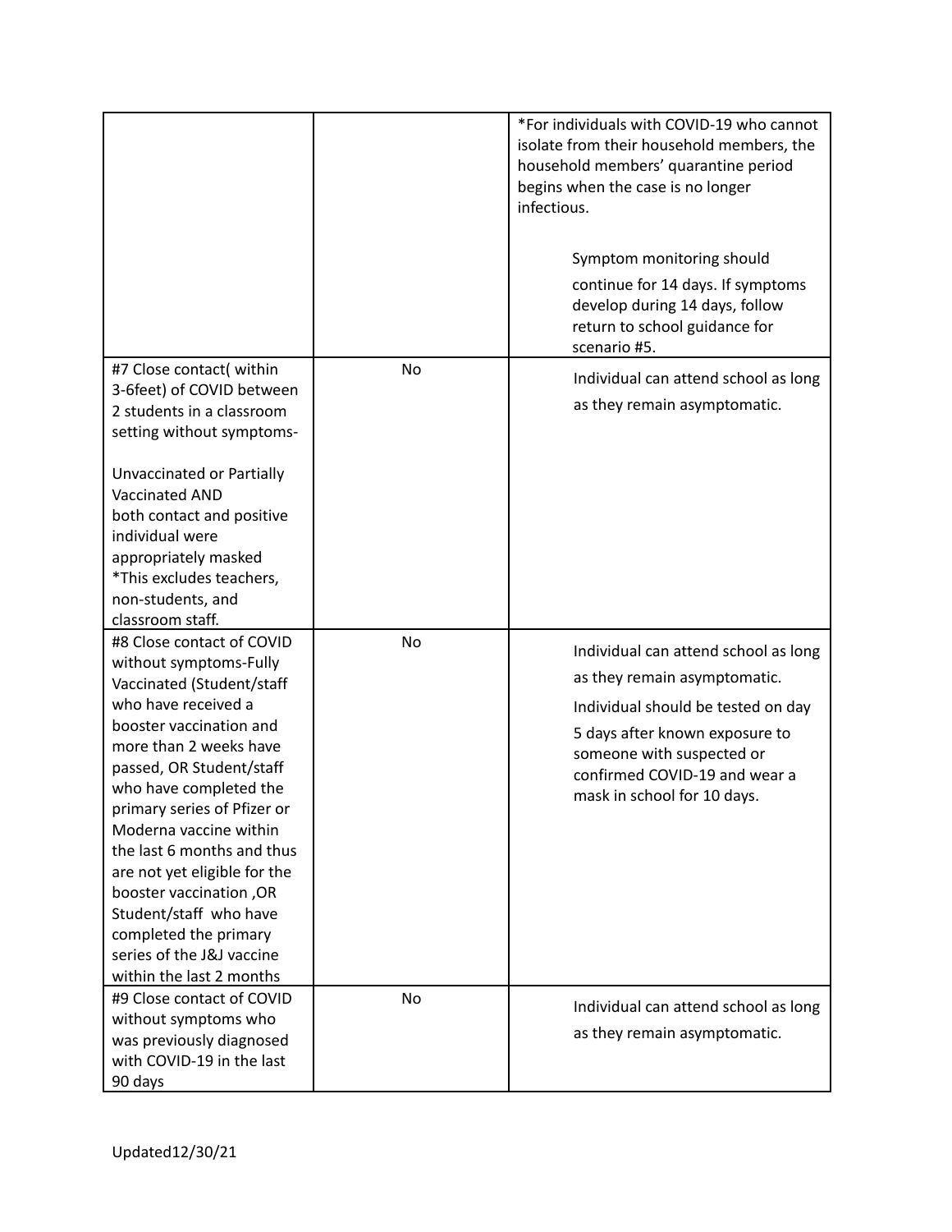| | | |
|---|---|---|
| | | *For individuals with COVID-19 who cannot isolate from their household members, the household members' quarantine period begins when the case is no longer infectious.<br><br>Symptom monitoring should continue for 14 days. If symptoms develop during 14 days, follow return to school guidance for scenario #5. |
| #7 Close contact( within 3-6feet) of COVID between 2 students in a classroom setting without symptoms-<br><br>Unvaccinated or Partially Vaccinated AND both contact and positive individual were appropriately masked<br>*This excludes teachers, non-students, and classroom staff. | No | Individual can attend school as long as they remain asymptomatic. |
| #8 Close contact of COVID without symptoms-Fully Vaccinated (Student/staff who have received a booster vaccination and more than 2 weeks have passed, OR Student/staff who have completed the primary series of Pfizer or Moderna vaccine within the last 6 months and thus are not yet eligible for the booster vaccination ,OR Student/staff who have completed the primary series of the J&J vaccine within the last 2 months | No | Individual can attend school as long as they remain asymptomatic.<br><br>Individual should be tested on day 5 days after known exposure to someone with suspected or confirmed COVID-19 and wear a mask in school for 10 days. |
| #9 Close contact of COVID without symptoms who was previously diagnosed with COVID-19 in the last 90 days | No | Individual can attend school as long as they remain asymptomatic. |

Updated12/30/21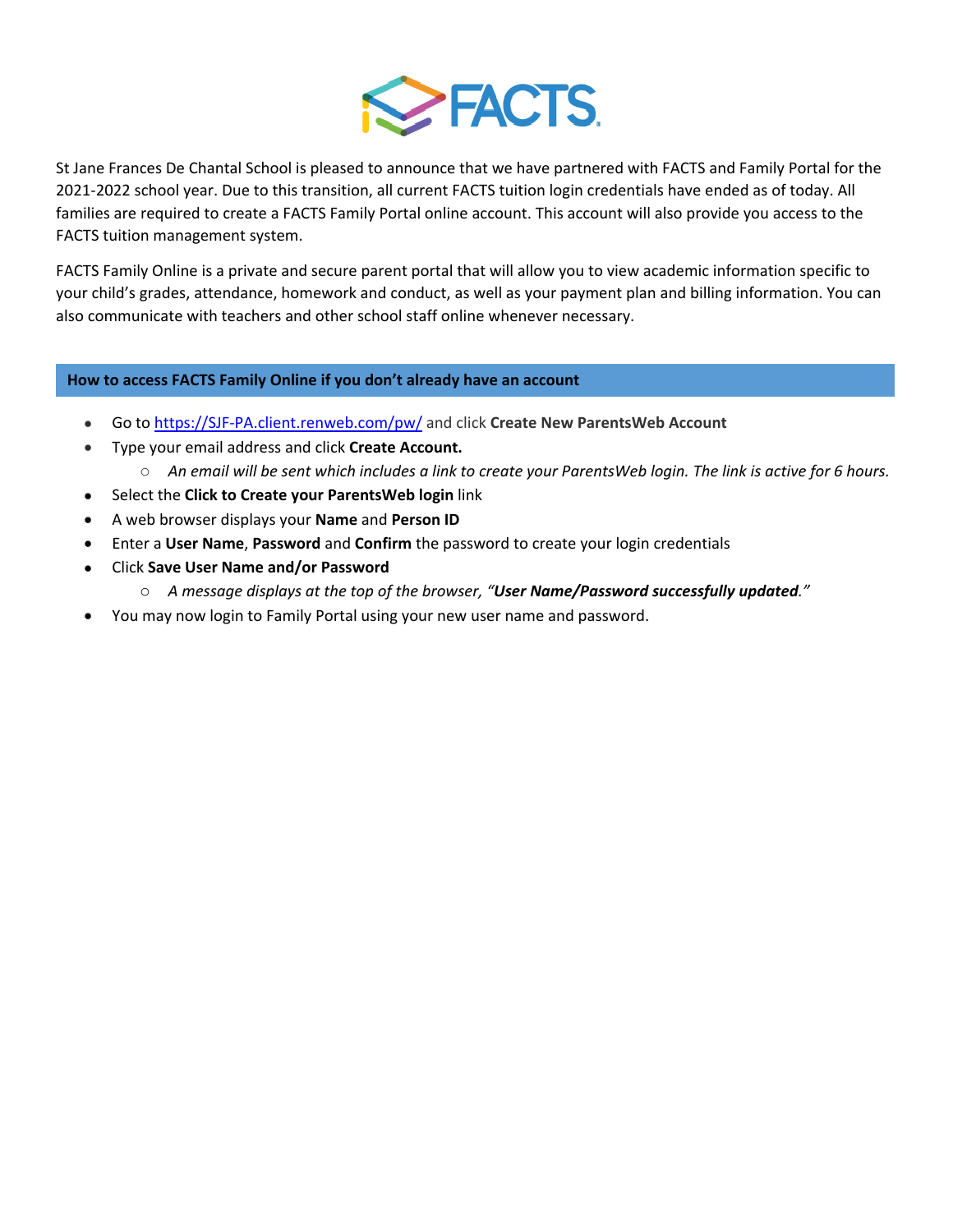FACTS

St Jane Frances De Chantal School is pleased to announce that we have partnered with FACTS and Family Portal for the 2021-2022 school year. Due to this transition, all current FACTS tuition login credentials have ended as of today. All families are required to create a FACTS Family Portal online account. This account will also provide you access to the FACTS tuition management system.

FACTS Family Online is a private and secure parent portal that will allow you to view academic information specific to your child's grades, attendance, homework and conduct, as well as your payment plan and billing information. You can also communicate with teachers and other school staff online whenever necessary.

## How to access FACTS Family Online if you don't already have an account

- Go to https://SJF-PA.client.renweb.com/pw/ and click **Create New ParentsWeb Account**
- Type your email address and click **Create Account.**
  - *An email will be sent which includes a link to create your ParentsWeb login. The link is active for 6 hours.*
- Select the **Click to Create your ParentsWeb login** link
- A web browser displays your **Name** and **Person ID**
- Enter a **User Name**, **Password** and **Confirm** the password to create your login credentials
- Click **Save User Name and/or Password**
  - *A message displays at the top of the browser, "**User Name/Password successfully updated**."*
- You may now login to Family Portal using your new user name and password.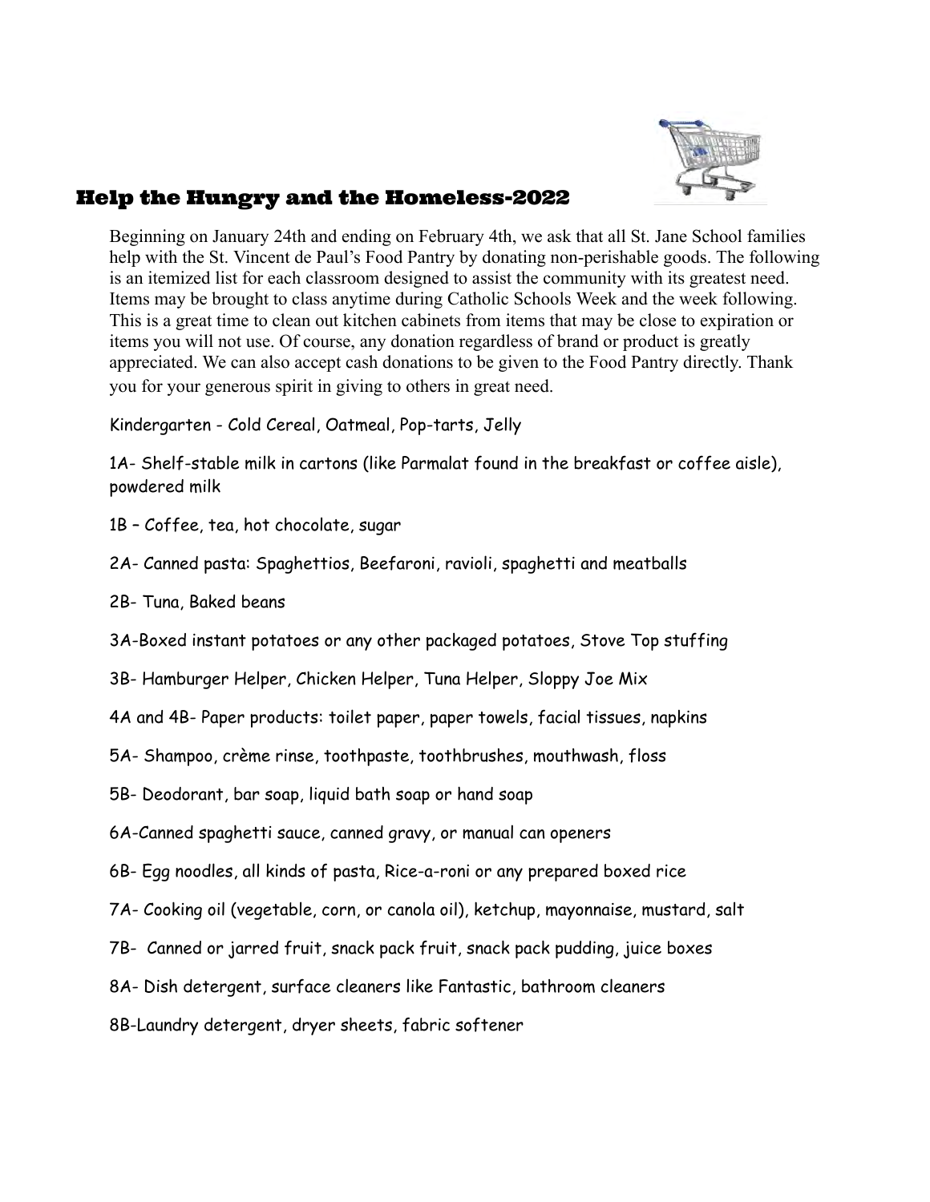## Help the Hungry and the Homeless-2022

Beginning on January 24th and ending on February 4th, we ask that all St. Jane School families help with the St. Vincent de Paul's Food Pantry by donating non-perishable goods. The following is an itemized list for each classroom designed to assist the community with its greatest need. Items may be brought to class anytime during Catholic Schools Week and the week following. This is a great time to clean out kitchen cabinets from items that may be close to expiration or items you will not use. Of course, any donation regardless of brand or product is greatly appreciated. We can also accept cash donations to be given to the Food Pantry directly. Thank you for your generous spirit in giving to others in great need.

Kindergarten - Cold Cereal, Oatmeal, Pop-tarts, Jelly

1A- Shelf-stable milk in cartons (like Parmalat found in the breakfast or coffee aisle), powdered milk

1B – Coffee, tea, hot chocolate, sugar

2A- Canned pasta: Spaghettios, Beefaroni, ravioli, spaghetti and meatballs

2B- Tuna, Baked beans

3A-Boxed instant potatoes or any other packaged potatoes, Stove Top stuffing

3B- Hamburger Helper, Chicken Helper, Tuna Helper, Sloppy Joe Mix

4A and 4B- Paper products: toilet paper, paper towels, facial tissues, napkins

5A- Shampoo, crème rinse, toothpaste, toothbrushes, mouthwash, floss

5B- Deodorant, bar soap, liquid bath soap or hand soap

6A-Canned spaghetti sauce, canned gravy, or manual can openers

6B- Egg noodles, all kinds of pasta, Rice-a-roni or any prepared boxed rice

7A- Cooking oil (vegetable, corn, or canola oil), ketchup, mayonnaise, mustard, salt

7B- Canned or jarred fruit, snack pack fruit, snack pack pudding, juice boxes

8A- Dish detergent, surface cleaners like Fantastic, bathroom cleaners

8B-Laundry detergent, dryer sheets, fabric softener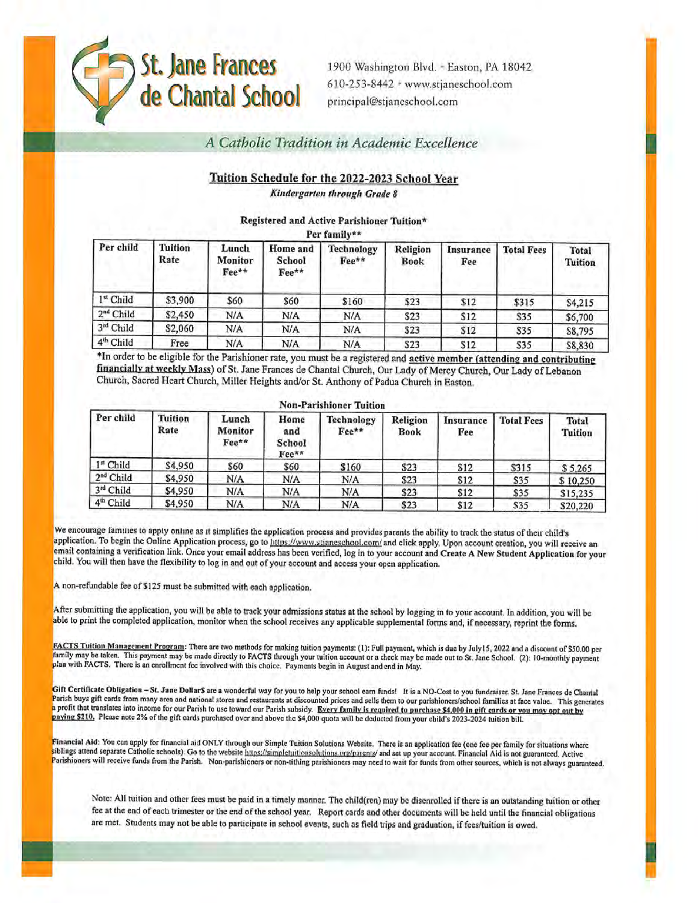# St. Jane Frances de Chantal School

1900 Washington Blvd. • Easton, PA 18042
610-253-8442 • www.stjaneschool.com
principal@stjaneschool.com

*A Catholic Tradition in Academic Excellence*

## Tuition Schedule for the 2022-2023 School Year

***Kindergarten through Grade 8***

**Registered and Active Parishioner Tuition***
**Per family****

| Per child | Tuition Rate | Lunch Monitor Fee** | Home and School Fee** | Technology Fee** | Religion Book | Insurance Fee | Total Fees | Total Tuition |
|---|---|---|---|---|---|---|---|---|
| 1st Child | $3,900 | $60 | $60 | $160 | $23 | $12 | $315 | $4,215 |
| 2nd Child | $2,450 | N/A | N/A | N/A | $23 | $12 | $35 | $6,700 |
| 3rd Child | $2,060 | N/A | N/A | N/A | $23 | $12 | $35 | $8,795 |
| 4th Child | Free | N/A | N/A | N/A | $23 | $12 | $35 | $8,830 |

*In order to be eligible for the Parishioner rate, you must be a registered and **active member (attending and contributing financially at weekly Mass)** of St. Jane Frances de Chantal Church, Our Lady of Mercy Church, Our Lady of Lebanon Church, Sacred Heart Church, Miller Heights and/or St. Anthony of Padua Church in Easton.

**Non-Parishioner Tuition**

| Per child | Tuition Rate | Lunch Monitor Fee** | Home and School Fee** | Technology Fee** | Religion Book | Insurance Fee | Total Fees | Total Tuition |
|---|---|---|---|---|---|---|---|---|
| 1st Child | $4,950 | $60 | $60 | $160 | $23 | $12 | $315 | $ 5,265 |
| 2nd Child | $4,950 | N/A | N/A | N/A | $23 | $12 | $35 | $ 10,250 |
| 3rd Child | $4,950 | N/A | N/A | N/A | $23 | $12 | $35 | $15,235 |
| 4th Child | $4,950 | N/A | N/A | N/A | $23 | $12 | $35 | $20,220 |

We encourage families to apply online as it simplifies the application process and provides parents the ability to track the status of their child's application. To begin the Online Application process, go to https://www.stjaneschool.com/ and click apply. Upon account creation, you will receive an email containing a verification link. Once your email address has been verified, log in to your account and **Create A New Student Application** for your child. You will then have the flexibility to log in and out of your account and access your open application.

A non-refundable fee of $125 must be submitted with each application.

After submitting the application, you will be able to track your admissions status at the school by logging in to your account. In addition, you will be able to print the completed application, monitor when the school receives any applicable supplemental forms and, if necessary, reprint the forms.

**FACTS Tuition Management Program**: There are two methods for making tuition payments: (1): Full payment, which is due by July15, 2022 and a discount of $50.00 per family may be taken. This payment may be made directly to FACTS through your tuition account or a check may be made out to St. Jane School. (2): 10-monthly payment plan with FACTS. There is an enrollment fee involved with this choice. Payments begin in August and end in May.

**Gift Certificate Obligation – St. Jane Dollar$** are a wonderful way for you to help your school earn funds! It is a NO-Cost to you fundraiser. St. Jane Frances de Chantal Parish buys gift cards from many area and national stores and restaurants at discounted prices and sells them to our parishioners/school families at face value. This generates a profit that translates into income for our Parish to use toward our Parish subsidy. **Every family is required to purchase $4,000 in gift cards or you may opt out by paying $210.** Please note 2% of the gift cards purchased over and above the $4,000 quota will be deducted from your child's 2023-2024 tuition bill.

**Financial Aid**: You can apply for financial aid ONLY through our Simple Tuition Solutions Website. There is an application fee (one fee per family for situations where siblings attend separate Catholic schools). Go to the website https://simpletuitionsolutions.org/parents/ and set up your account. Financial Aid is not guaranteed. Active Parishioners will receive funds from the Parish. Non-parishioners or non-tithing parishioners may need to wait for funds from other sources, which is not always guaranteed.

Note: All tuition and other fees must be paid in a timely manner. The child(ren) may be disenrolled if there is an outstanding tuition or other fee at the end of each trimester or the end of the school year. Report cards and other documents will be held until the financial obligations are met. Students may not be able to participate in school events, such as field trips and graduation, if fees/tuition is owed.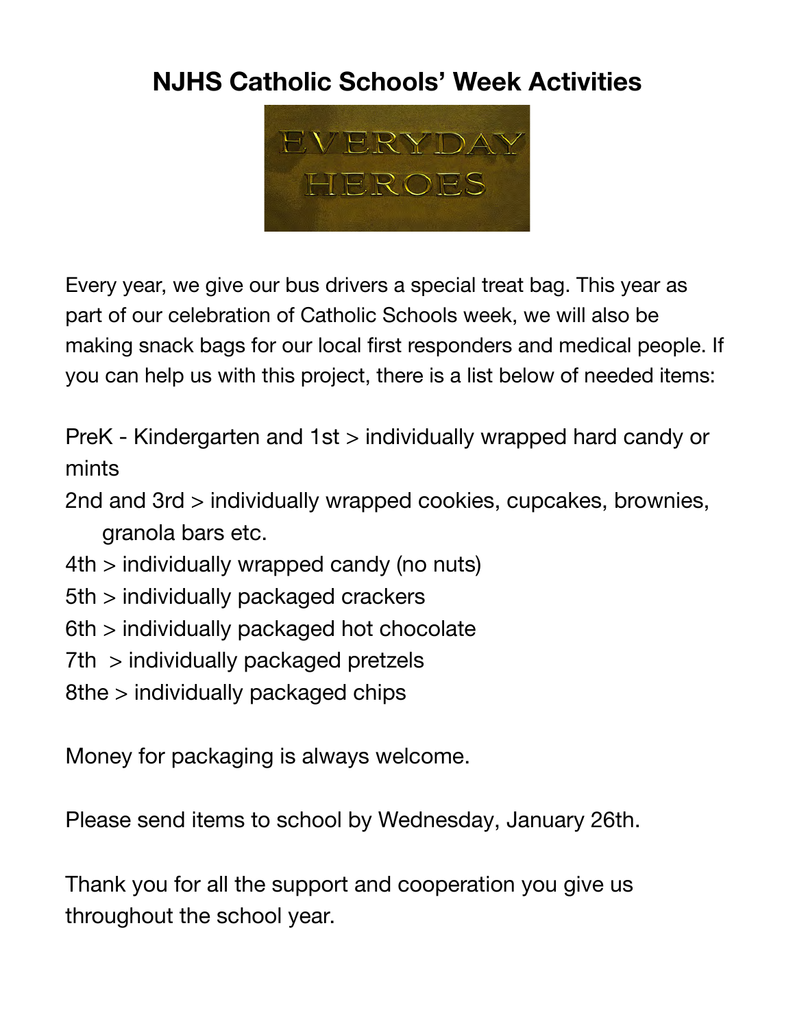# NJHS Catholic Schools' Week Activities

EVERYDAY HEROES

Every year, we give our bus drivers a special treat bag. This year as part of our celebration of Catholic Schools week, we will also be making snack bags for our local first responders and medical people. If you can help us with this project, there is a list below of needed items:

PreK - Kindergarten and 1st > individually wrapped hard candy or mints
2nd and 3rd > individually wrapped cookies, cupcakes, brownies, granola bars etc.
4th > individually wrapped candy (no nuts)
5th > individually packaged crackers
6th > individually packaged hot chocolate
7th > individually packaged pretzels
8the > individually packaged chips

Money for packaging is always welcome.

Please send items to school by Wednesday, January 26th.

Thank you for all the support and cooperation you give us throughout the school year.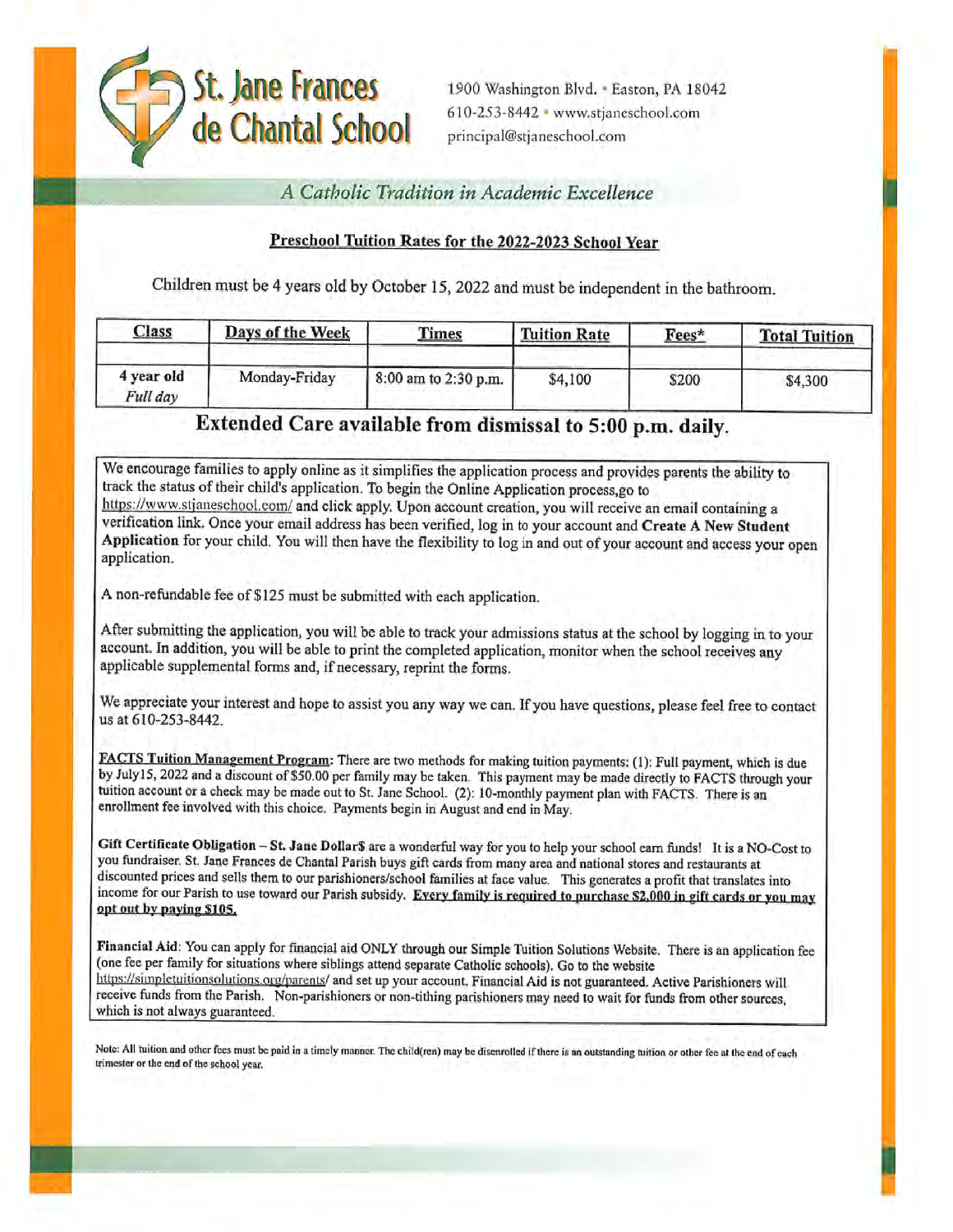# St. Jane Frances de Chantal School

1900 Washington Blvd. • Easton, PA 18042
610-253-8442 • www.stjaneschool.com
principal@stjaneschool.com

*A Catholic Tradition in Academic Excellence*

## Preschool Tuition Rates for the 2022-2023 School Year

Children must be 4 years old by October 15, 2022 and must be independent in the bathroom.

| Class | Days of the Week | Times | Tuition Rate | Fees* | Total Tuition |
|---|---|---|---|---|---|
| 4 year old *Full day* | Monday-Friday | 8:00 am to 2:30 p.m. | $4,100 | $200 | $4,300 |

## Extended Care available from dismissal to 5:00 p.m. daily.

We encourage families to apply online as it simplifies the application process and provides parents the ability to track the status of their child's application. To begin the Online Application process,go to https://www.stjaneschool.com/ and click apply. Upon account creation, you will receive an email containing a verification link. Once your email address has been verified, log in to your account and **Create A New Student Application** for your child. You will then have the flexibility to log in and out of your account and access your open application.

A non-refundable fee of $125 must be submitted with each application.

After submitting the application, you will be able to track your admissions status at the school by logging in to your account. In addition, you will be able to print the completed application, monitor when the school receives any applicable supplemental forms and, if necessary, reprint the forms.

We appreciate your interest and hope to assist you any way we can. If you have questions, please feel free to contact us at 610-253-8442.

**FACTS Tuition Management Program:** There are two methods for making tuition payments: (1): Full payment, which is due by July15, 2022 and a discount of $50.00 per family may be taken. This payment may be made directly to FACTS through your tuition account or a check may be made out to St. Jane School. (2): 10-monthly payment plan with FACTS. There is an enrollment fee involved with this choice. Payments begin in August and end in May.

**Gift Certificate Obligation – St. Jane Dollar$** are a wonderful way for you to help your school earn funds! It is a NO-Cost to you fundraiser. St. Jane Frances de Chantal Parish buys gift cards from many area and national stores and restaurants at discounted prices and sells them to our parishioners/school families at face value. This generates a profit that translates into income for our Parish to use toward our Parish subsidy. **Every family is required to purchase $2,000 in gift cards or you may opt out by paying $105.**

**Financial Aid**: You can apply for financial aid ONLY through our Simple Tuition Solutions Website. There is an application fee (one fee per family for situations where siblings attend separate Catholic schools). Go to the website https://simpletuitionsolutions.org/parents/ and set up your account. Financial Aid is not guaranteed. Active Parishioners will receive funds from the Parish. Non-parishioners or non-tithing parishioners may need to wait for funds from other sources, which is not always guaranteed.

Note: All tuition and other fees must be paid in a timely manner. The child(ren) may be disenrolled if there is an outstanding tuition or other fee at the end of each trimester or the end of the school year.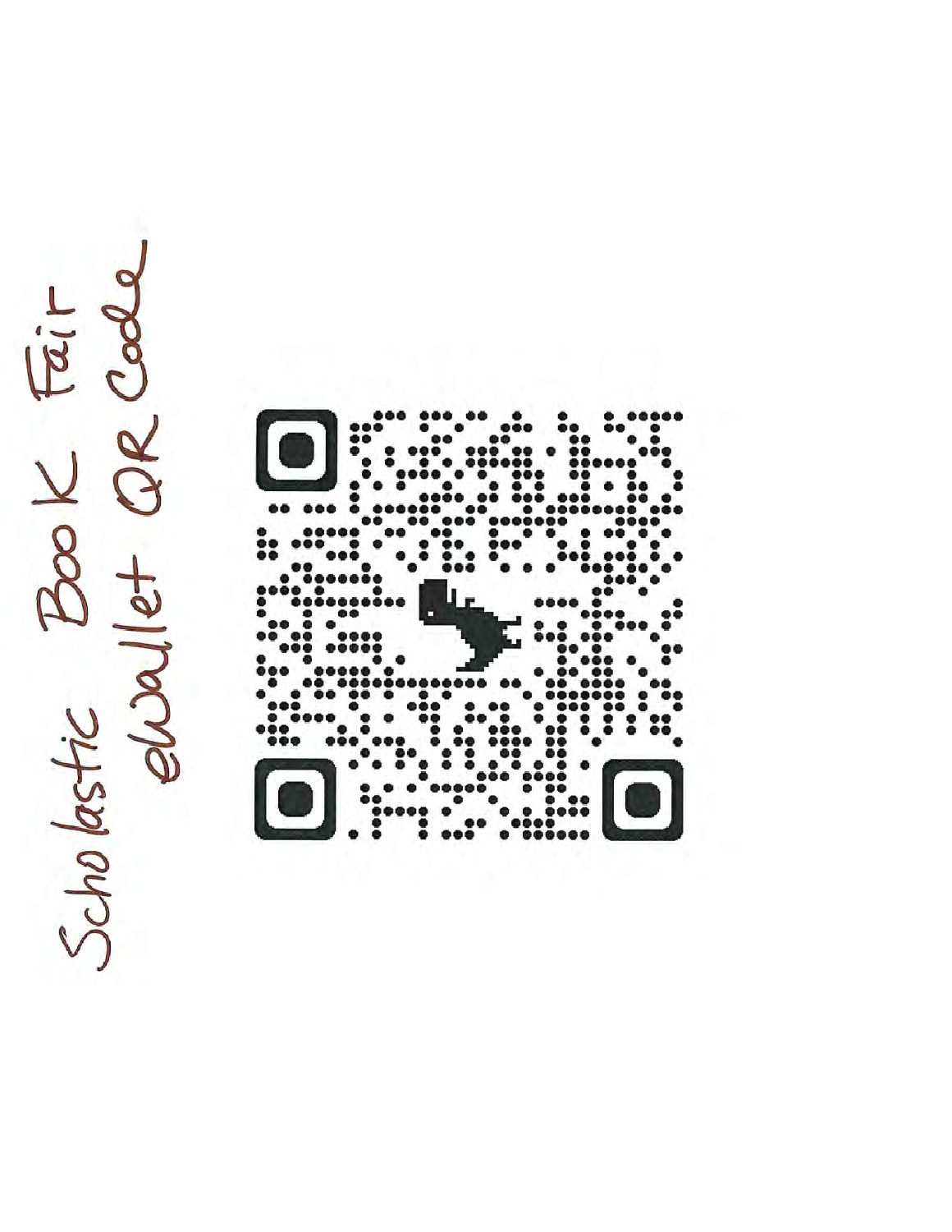Scholastic Book Fair
eWallet QR Code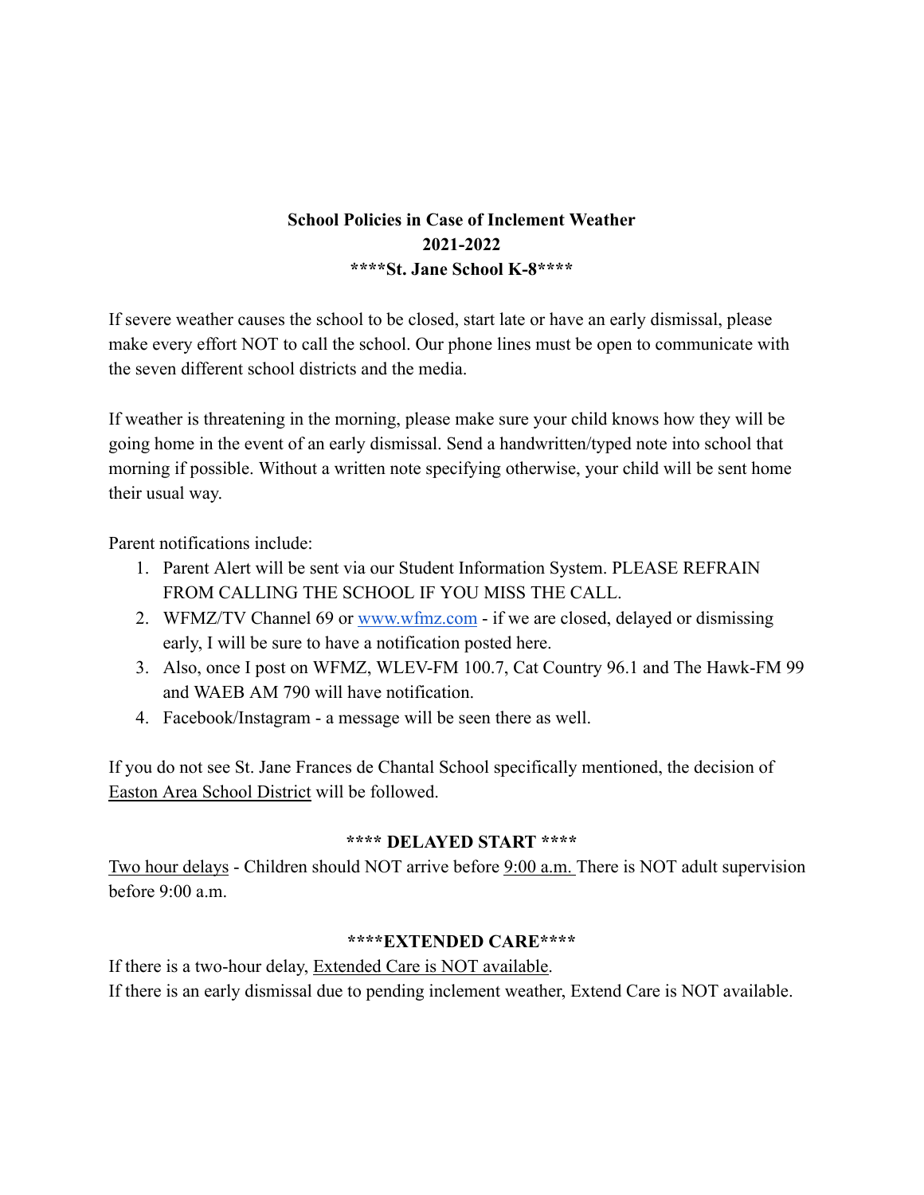**School Policies in Case of Inclement Weather**
**2021-2022**
**\*\*\*\*St. Jane School K-8\*\*\*\***

If severe weather causes the school to be closed, start late or have an early dismissal, please make every effort NOT to call the school. Our phone lines must be open to communicate with the seven different school districts and the media.

If weather is threatening in the morning, please make sure your child knows how they will be going home in the event of an early dismissal. Send a handwritten/typed note into school that morning if possible. Without a written note specifying otherwise, your child will be sent home their usual way.

Parent notifications include:

1. Parent Alert will be sent via our Student Information System. PLEASE REFRAIN FROM CALLING THE SCHOOL IF YOU MISS THE CALL.
2. WFMZ/TV Channel 69 or [www.wfmz.com](http://www.wfmz.com) - if we are closed, delayed or dismissing early, I will be sure to have a notification posted here.
3. Also, once I post on WFMZ, WLEV-FM 100.7, Cat Country 96.1 and The Hawk-FM 99 and WAEB AM 790 will have notification.
4. Facebook/Instagram - a message will be seen there as well.

If you do not see St. Jane Frances de Chantal School specifically mentioned, the decision of Easton Area School District will be followed.

**\*\*\*\* DELAYED START \*\*\*\***

Two hour delays - Children should NOT arrive before 9:00 a.m. There is NOT adult supervision before 9:00 a.m.

**\*\*\*\*EXTENDED CARE\*\*\*\***

If there is a two-hour delay, Extended Care is NOT available.
If there is an early dismissal due to pending inclement weather, Extend Care is NOT available.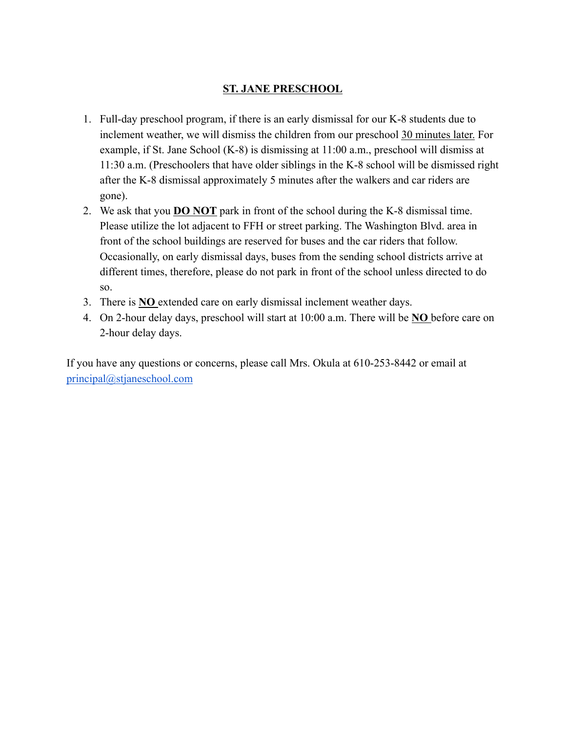# ST. JANE PRESCHOOL

1. Full-day preschool program, if there is an early dismissal for our K-8 students due to inclement weather, we will dismiss the children from our preschool 30 minutes later. For example, if St. Jane School (K-8) is dismissing at 11:00 a.m., preschool will dismiss at 11:30 a.m. (Preschoolers that have older siblings in the K-8 school will be dismissed right after the K-8 dismissal approximately 5 minutes after the walkers and car riders are gone).
2. We ask that you **DO NOT** park in front of the school during the K-8 dismissal time. Please utilize the lot adjacent to FFH or street parking. The Washington Blvd. area in front of the school buildings are reserved for buses and the car riders that follow. Occasionally, on early dismissal days, buses from the sending school districts arrive at different times, therefore, please do not park in front of the school unless directed to do so.
3. There is **NO** extended care on early dismissal inclement weather days.
4. On 2-hour delay days, preschool will start at 10:00 a.m. There will be **NO** before care on 2-hour delay days.

If you have any questions or concerns, please call Mrs. Okula at 610-253-8442 or email at principal@stjaneschool.com